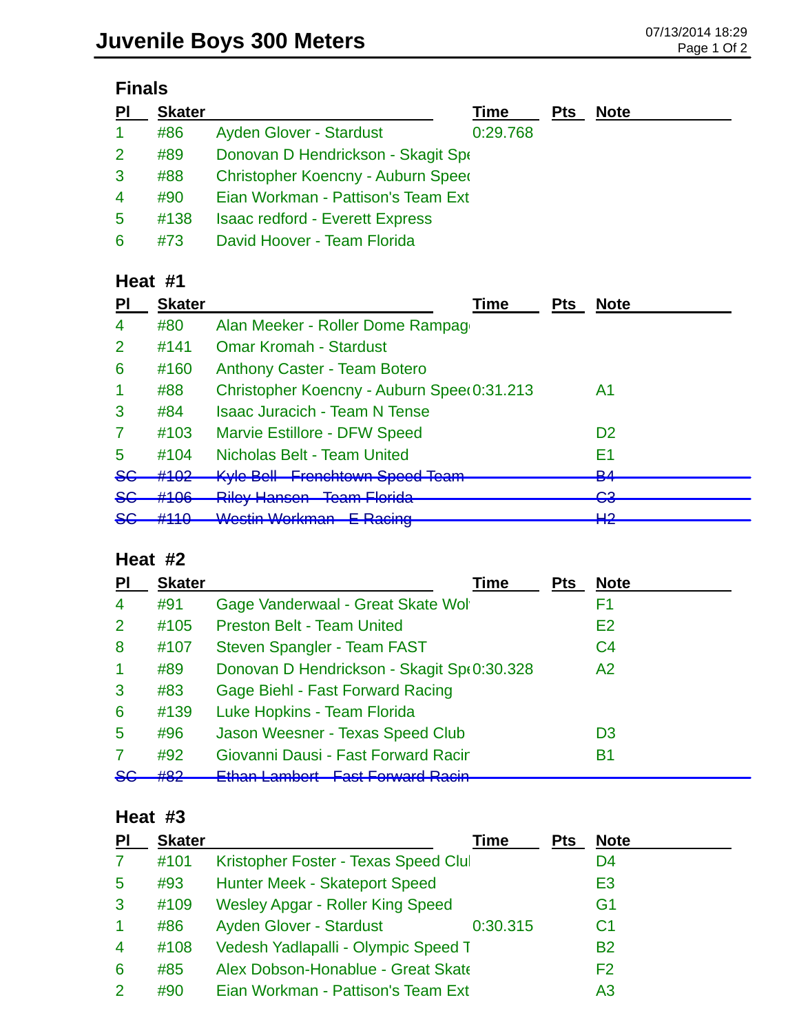# Juvenile Boys 300 Meters

07/13/2014 18:29

## Finals

| Pl | Skater | | Time | Pts | Note |
|---|---|---|---|---|---|
| 1 | #86 | Ayden Glover - Stardust | 0:29.768 | | |
| 2 | #89 | Donovan D Hendrickson - Skagit Spe | | | |
| 3 | #88 | Christopher Koencny - Auburn Speed | | | |
| 4 | #90 | Eian Workman - Pattison's Team Ext | | | |
| 5 | #138 | Isaac redford - Everett Express | | | |
| 6 | #73 | David Hoover - Team Florida | | | |

## Heat #1

| Pl | Skater | | Time | Pts | Note |
|---|---|---|---|---|---|
| 4 | #80 | Alan Meeker - Roller Dome Rampag | | | |
| 2 | #141 | Omar Kromah - Stardust | | | |
| 6 | #160 | Anthony Caster - Team Botero | | | |
| 1 | #88 | Christopher Koencny - Auburn Speed | 0:31.213 | | A1 |
| 3 | #84 | Isaac Juracich - Team N Tense | | | |
| 7 | #103 | Marvie Estillore - DFW Speed | | | D2 |
| 5 | #104 | Nicholas Belt - Team United | | | E1 |
| ~~SC~~ | ~~#102~~ | ~~Kyle Bell - Frenchtown Speed Team~~ | | | ~~B4~~ |
| ~~SC~~ | ~~#106~~ | ~~Riley Hansen - Team Florida~~ | | | ~~C3~~ |
| ~~SC~~ | ~~#110~~ | ~~Westin Workman - E Racing~~ | | | ~~H2~~ |

## Heat #2

| Pl | Skater | | Time | Pts | Note |
|---|---|---|---|---|---|
| 4 | #91 | Gage Vanderwaal - Great Skate Wol | | | F1 |
| 2 | #105 | Preston Belt - Team United | | | E2 |
| 8 | #107 | Steven Spangler - Team FAST | | | C4 |
| 1 | #89 | Donovan D Hendrickson - Skagit Spe | 0:30.328 | | A2 |
| 3 | #83 | Gage Biehl - Fast Forward Racing | | | |
| 6 | #139 | Luke Hopkins - Team Florida | | | |
| 5 | #96 | Jason Weesner - Texas Speed Club | | | D3 |
| 7 | #92 | Giovanni Dausi - Fast Forward Racir | | | B1 |
| ~~SC~~ | ~~#82~~ | ~~Ethan Lambert - Fast Forward Racin~~ | | | |

## Heat #3

| Pl | Skater | | Time | Pts | Note |
|---|---|---|---|---|---|
| 7 | #101 | Kristopher Foster - Texas Speed Clul | | | D4 |
| 5 | #93 | Hunter Meek - Skateport Speed | | | E3 |
| 3 | #109 | Wesley Apgar - Roller King Speed | | | G1 |
| 1 | #86 | Ayden Glover - Stardust | 0:30.315 | | C1 |
| 4 | #108 | Vedesh Yadlapalli - Olympic Speed T | | | B2 |
| 6 | #85 | Alex Dobson-Honablue - Great Skate | | | F2 |
| 2 | #90 | Eian Workman - Pattison's Team Ext | | | A3 |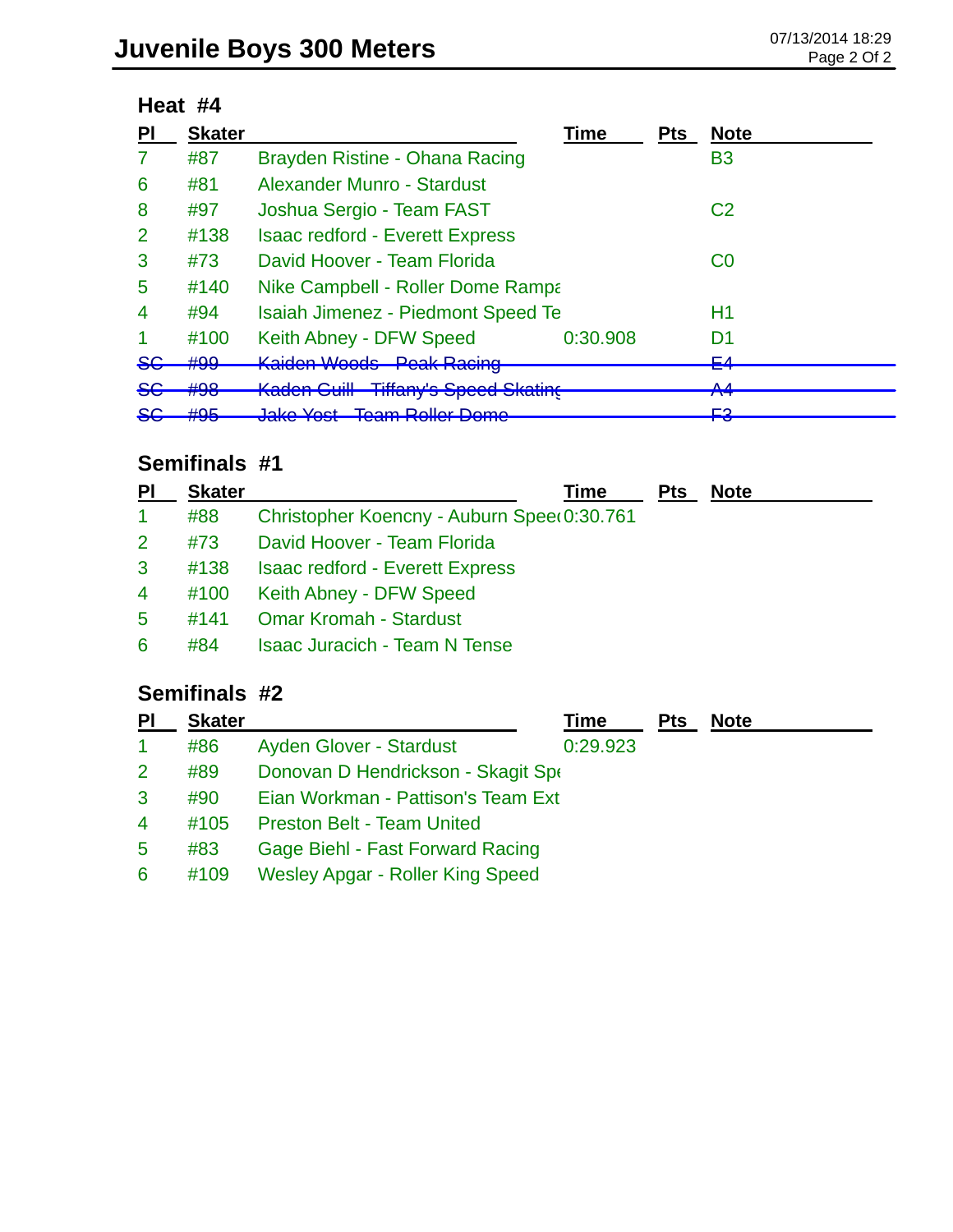# Juvenile Boys 300 Meters

07/13/2014 18:29

### Heat #4

| Pl | Skater | | Time | Pts | Note |
|---|---|---|---|---|---|
| 7 | #87 | Brayden Ristine - Ohana Racing | | | B3 |
| 6 | #81 | Alexander Munro - Stardust | | | |
| 8 | #97 | Joshua Sergio - Team FAST | | | C2 |
| 2 | #138 | Isaac redford - Everett Express | | | |
| 3 | #73 | David Hoover - Team Florida | | | C0 |
| 5 | #140 | Nike Campbell - Roller Dome Rampa | | | |
| 4 | #94 | Isaiah Jimenez - Piedmont Speed Te | | | H1 |
| 1 | #100 | Keith Abney - DFW Speed | 0:30.908 | | D1 |
| ~~SC~~ | ~~#99~~ | ~~Kaiden Woods - Peak Racing~~ | | | ~~E4~~ |
| ~~SC~~ | ~~#98~~ | ~~Kaden Guill - Tiffany's Speed Skating~~ | | | ~~A4~~ |
| ~~SC~~ | ~~#95~~ | ~~Jake Yost - Team Roller Dome~~ | | | ~~F3~~ |

### Semifinals #1

| Pl | Skater | | Time | Pts | Note |
|---|---|---|---|---|---|
| 1 | #88 | Christopher Koencny - Auburn Speed | 0:30.761 | | |
| 2 | #73 | David Hoover - Team Florida | | | |
| 3 | #138 | Isaac redford - Everett Express | | | |
| 4 | #100 | Keith Abney - DFW Speed | | | |
| 5 | #141 | Omar Kromah - Stardust | | | |
| 6 | #84 | Isaac Juracich - Team N Tense | | | |

### Semifinals #2

| Pl | Skater | | Time | Pts | Note |
|---|---|---|---|---|---|
| 1 | #86 | Ayden Glover - Stardust | 0:29.923 | | |
| 2 | #89 | Donovan D Hendrickson - Skagit Spe | | | |
| 3 | #90 | Eian Workman - Pattison's Team Ext | | | |
| 4 | #105 | Preston Belt - Team United | | | |
| 5 | #83 | Gage Biehl - Fast Forward Racing | | | |
| 6 | #109 | Wesley Apgar - Roller King Speed | | | |